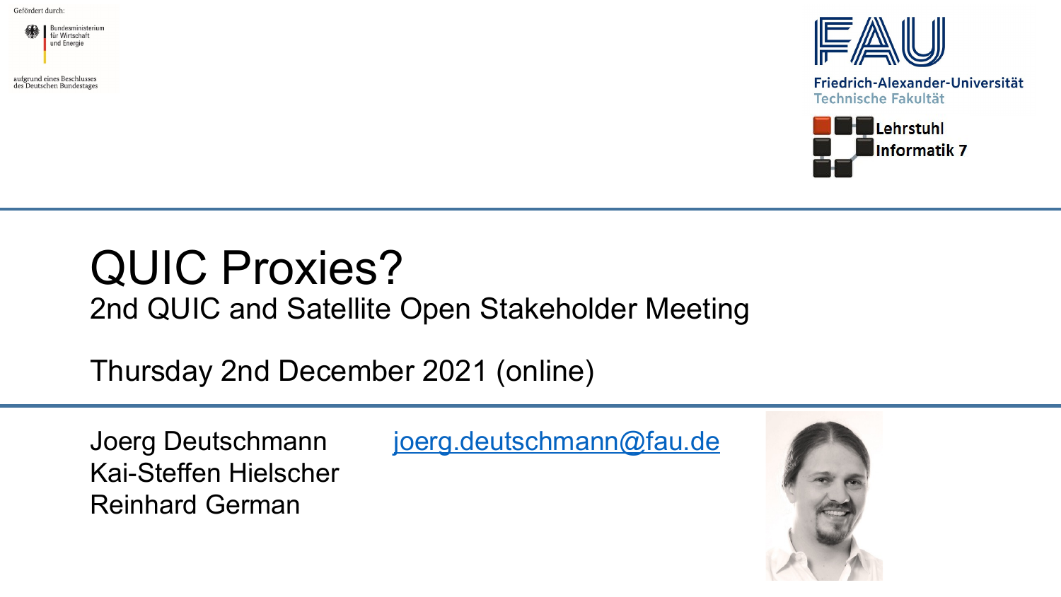Gefördert durch:

Bundesministerium für Wirtschaft und Energie

aufgrund eines Beschlusses des Deutschen Bundestages

FAU

Friedrich-Alexander-Universität
Technische Fakultät

Lehrstuhl Informatik 7

# QUIC Proxies?

## 2nd QUIC and Satellite Open Stakeholder Meeting

Thursday 2nd December 2021 (online)

Joerg Deutschmann joerg.deutschmann@fau.de
Kai-Steffen Hielscher
Reinhard German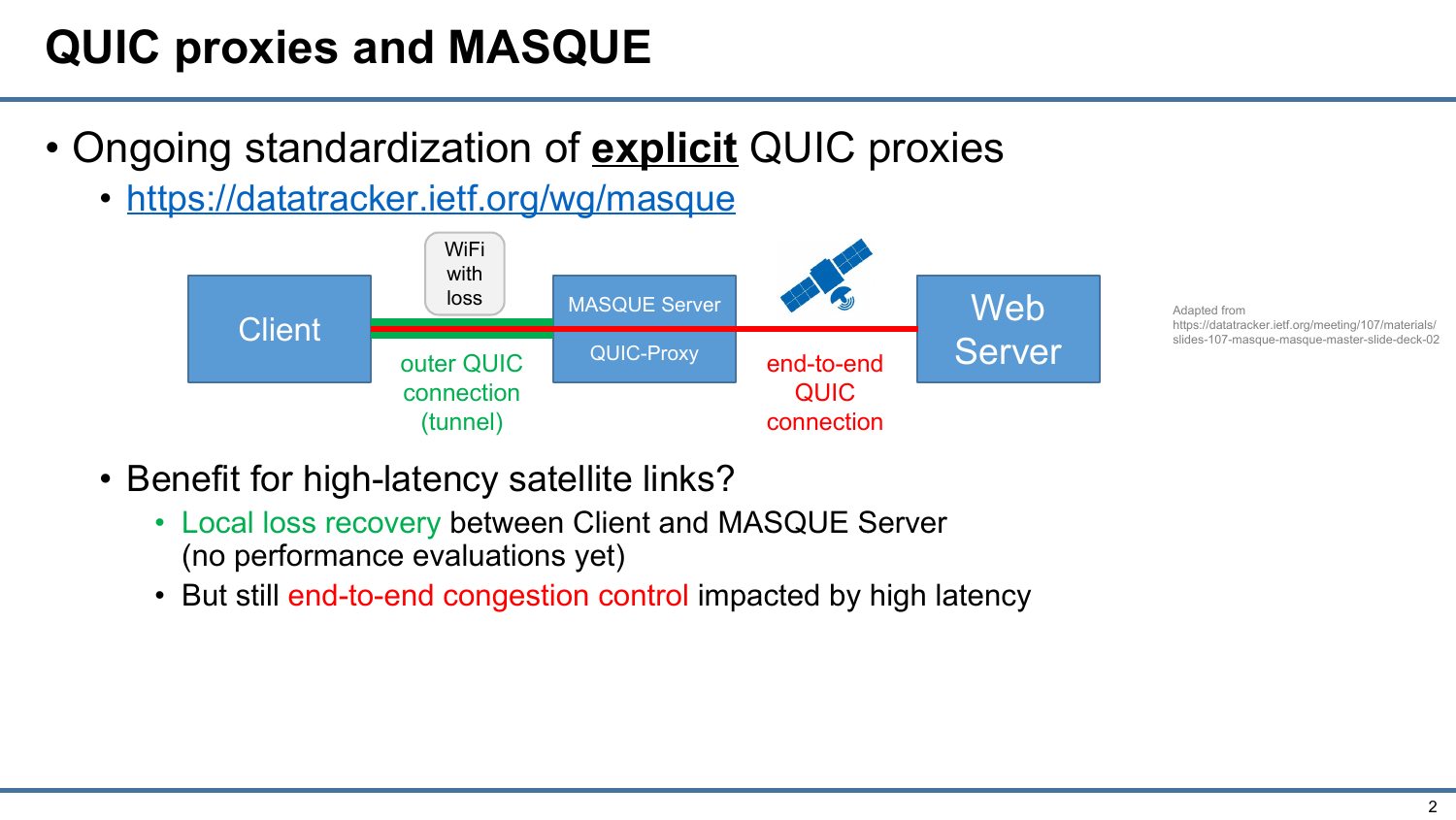# QUIC proxies and MASQUE

- Ongoing standardization of **explicit** QUIC proxies
  - https://datatracker.ietf.org/wg/masque

Client — WiFi with loss — outer QUIC connection (tunnel) — MASQUE Server / QUIC-Proxy — end-to-end QUIC connection — Web Server

Adapted from https://datatracker.ietf.org/meeting/107/materials/slides-107-masque-masque-master-slide-deck-02

- Benefit for high-latency satellite links?
  - Local loss recovery between Client and MASQUE Server (no performance evaluations yet)
  - But still end-to-end congestion control impacted by high latency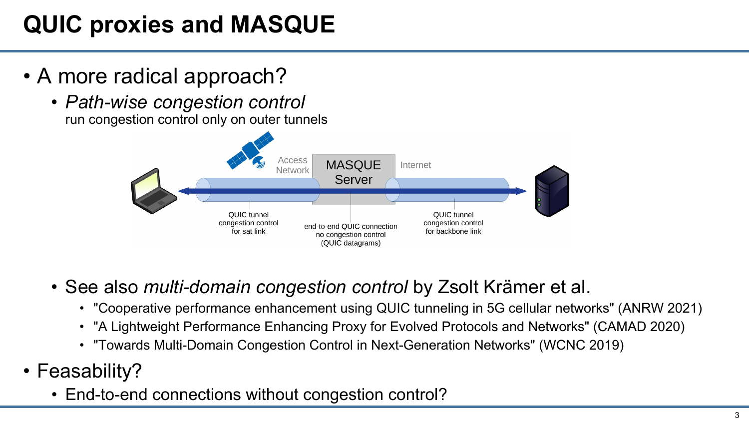# QUIC proxies and MASQUE

- A more radical approach?
  - *Path-wise congestion control*
    run congestion control only on outer tunnels

Access Network | MASQUE Server | Internet

QUIC tunnel congestion control for sat link

end-to-end QUIC connection no congestion control (QUIC datagrams)

QUIC tunnel congestion control for backbone link

  - See also *multi-domain congestion control* by Zsolt Krämer et al.
    - "Cooperative performance enhancement using QUIC tunneling in 5G cellular networks" (ANRW 2021)
    - "A Lightweight Performance Enhancing Proxy for Evolved Protocols and Networks" (CAMAD 2020)
    - "Towards Multi-Domain Congestion Control in Next-Generation Networks" (WCNC 2019)
- Feasability?
  - End-to-end connections without congestion control?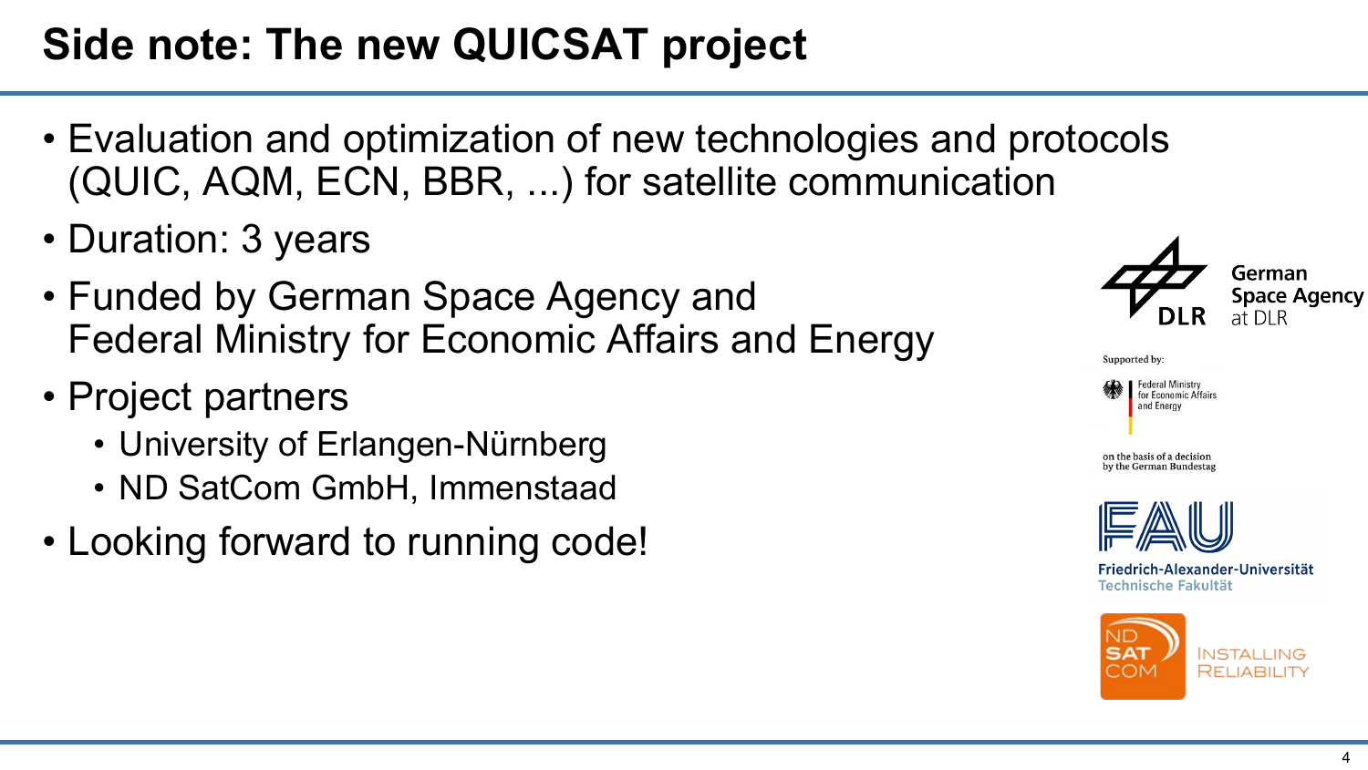# Side note: The new QUICSAT project

- Evaluation and optimization of new technologies and protocols (QUIC, AQM, ECN, BBR, ...) for satellite communication
- Duration: 3 years
- Funded by German Space Agency and Federal Ministry for Economic Affairs and Energy
- Project partners
  - University of Erlangen-Nürnberg
  - ND SatCom GmbH, Immenstaad
- Looking forward to running code!

DLR German Space Agency at DLR

Supported by:

Federal Ministry for Economic Affairs and Energy

on the basis of a decision by the German Bundestag

FAU Friedrich-Alexander-Universität Technische Fakultät

ND SAT COM INSTALLING RELIABILITY